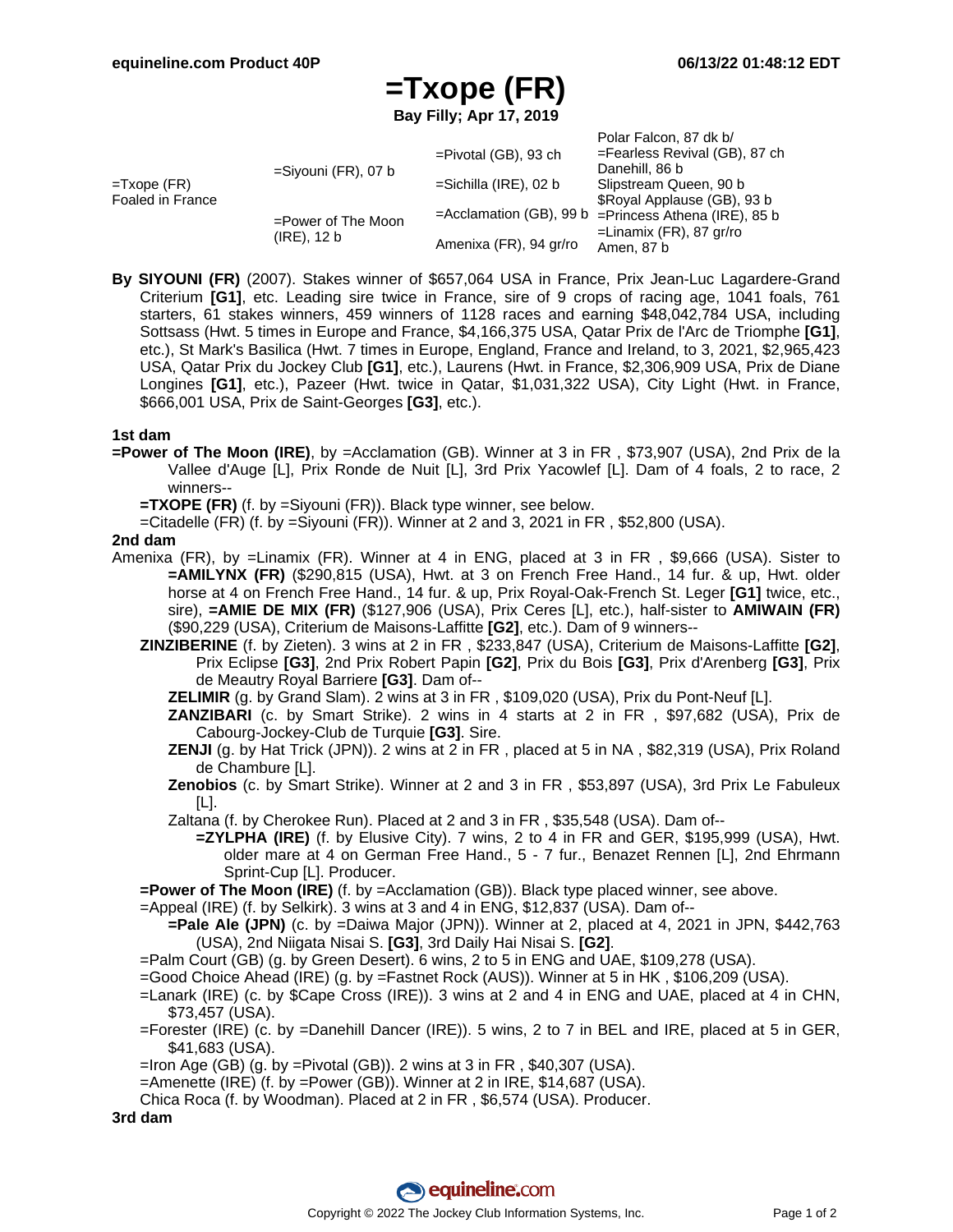# =Txope (FR)

**Bay Filly; Apr 17, 2019**

| | | | |
|---|---|---|---|
| =Txope (FR) Foaled in France | =Siyouni (FR), 07 b | =Pivotal (GB), 93 ch | Polar Falcon, 87 dk b/ |
| | | | =Fearless Revival (GB), 87 ch |
| | | =Sichilla (IRE), 02 b | Danehill, 86 b |
| | | | Slipstream Queen, 90 b |
| | =Power of The Moon (IRE), 12 b | =Acclamation (GB), 99 b | $Royal Applause (GB), 93 b |
| | | | =Princess Athena (IRE), 85 b |
| | | Amenixa (FR), 94 gr/ro | =Linamix (FR), 87 gr/ro |
| | | | Amen, 87 b |

**By SIYOUNI (FR)** (2007). Stakes winner of $657,064 USA in France, Prix Jean-Luc Lagardere-Grand Criterium **[G1]**, etc. Leading sire twice in France, sire of 9 crops of racing age, 1041 foals, 761 starters, 61 stakes winners, 459 winners of 1128 races and earning $48,042,784 USA, including Sottsass (Hwt. 5 times in Europe and France, $4,166,375 USA, Qatar Prix de l'Arc de Triomphe **[G1]**, etc.), St Mark's Basilica (Hwt. 7 times in Europe, England, France and Ireland, to 3, 2021, $2,965,423 USA, Qatar Prix du Jockey Club **[G1]**, etc.), Laurens (Hwt. in France, $2,306,909 USA, Prix de Diane Longines **[G1]**, etc.), Pazeer (Hwt. twice in Qatar, $1,031,322 USA), City Light (Hwt. in France, $666,001 USA, Prix de Saint-Georges **[G3]**, etc.).

### 1st dam

**=Power of The Moon (IRE)**, by =Acclamation (GB). Winner at 3 in FR , $73,907 (USA), 2nd Prix de la Vallee d'Auge [L], Prix Ronde de Nuit [L], 3rd Prix Yacowlef [L]. Dam of 4 foals, 2 to race, 2 winners--

- **=TXOPE (FR)** (f. by =Siyouni (FR)). Black type winner, see below.
- =Citadelle (FR) (f. by =Siyouni (FR)). Winner at 2 and 3, 2021 in FR , $52,800 (USA).

### 2nd dam

Amenixa (FR), by =Linamix (FR). Winner at 4 in ENG, placed at 3 in FR , $9,666 (USA). Sister to **=AMILYNX (FR)** ($290,815 (USA), Hwt. at 3 on French Free Hand., 14 fur. & up, Hwt. older horse at 4 on French Free Hand., 14 fur. & up, Prix Royal-Oak-French St. Leger **[G1]** twice, etc., sire), **=AMIE DE MIX (FR)** ($127,906 (USA), Prix Ceres [L], etc.), half-sister to **AMIWAIN (FR)** ($90,229 (USA), Criterium de Maisons-Laffitte **[G2]**, etc.). Dam of 9 winners--

- **ZINZIBERINE** (f. by Zieten). 3 wins at 2 in FR , $233,847 (USA), Criterium de Maisons-Laffitte **[G2]**, Prix Eclipse **[G3]**, 2nd Prix Robert Papin **[G2]**, Prix du Bois **[G3]**, Prix d'Arenberg **[G3]**, Prix de Meautry Royal Barriere **[G3]**. Dam of--
  - **ZELIMIR** (g. by Grand Slam). 2 wins at 3 in FR , $109,020 (USA), Prix du Pont-Neuf [L].
  - **ZANZIBARI** (c. by Smart Strike). 2 wins in 4 starts at 2 in FR , $97,682 (USA), Prix de Cabourg-Jockey-Club de Turquie **[G3]**. Sire.
  - **ZENJI** (g. by Hat Trick (JPN)). 2 wins at 2 in FR , placed at 5 in NA , $82,319 (USA), Prix Roland de Chambure [L].
  - **Zenobios** (c. by Smart Strike). Winner at 2 and 3 in FR , $53,897 (USA), 3rd Prix Le Fabuleux [L].
  - Zaltana (f. by Cherokee Run). Placed at 2 and 3 in FR , $35,548 (USA). Dam of--
    - **=ZYLPHA (IRE)** (f. by Elusive City). 7 wins, 2 to 4 in FR and GER, $195,999 (USA), Hwt. older mare at 4 on German Free Hand., 5 - 7 fur., Benazet Rennen [L], 2nd Ehrmann Sprint-Cup [L]. Producer.
- **=Power of The Moon (IRE)** (f. by =Acclamation (GB)). Black type placed winner, see above.
- =Appeal (IRE) (f. by Selkirk). 3 wins at 3 and 4 in ENG, $12,837 (USA). Dam of--
  - **=Pale Ale (JPN)** (c. by =Daiwa Major (JPN)). Winner at 2, placed at 4, 2021 in JPN, $442,763 (USA), 2nd Niigata Nisai S. **[G3]**, 3rd Daily Hai Nisai S. **[G2]**.
- =Palm Court (GB) (g. by Green Desert). 6 wins, 2 to 5 in ENG and UAE, $109,278 (USA).
- =Good Choice Ahead (IRE) (g. by =Fastnet Rock (AUS)). Winner at 5 in HK , $106,209 (USA).
- =Lanark (IRE) (c. by $Cape Cross (IRE)). 3 wins at 2 and 4 in ENG and UAE, placed at 4 in CHN, $73,457 (USA).
- =Forester (IRE) (c. by =Danehill Dancer (IRE)). 5 wins, 2 to 7 in BEL and IRE, placed at 5 in GER, $41,683 (USA).
- =Iron Age (GB) (g. by =Pivotal (GB)). 2 wins at 3 in FR , $40,307 (USA).
- =Amenette (IRE) (f. by =Power (GB)). Winner at 2 in IRE, $14,687 (USA).
- Chica Roca (f. by Woodman). Placed at 2 in FR , $6,574 (USA). Producer.

### 3rd dam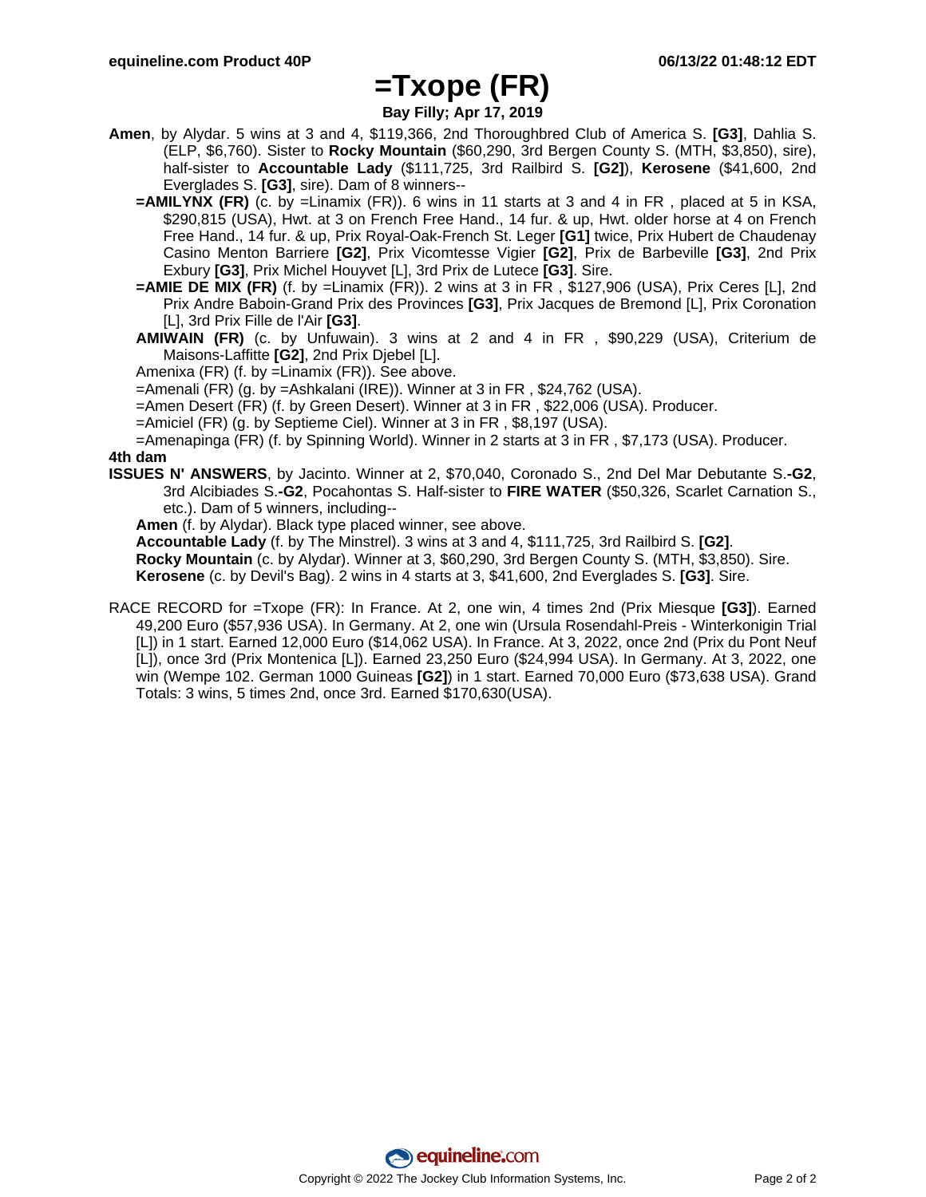# =Txope (FR)

**Bay Filly; Apr 17, 2019**

**Amen**, by Alydar. 5 wins at 3 and 4, $119,366, 2nd Thoroughbred Club of America S. **[G3]**, Dahlia S. (ELP, $6,760). Sister to **Rocky Mountain** ($60,290, 3rd Bergen County S. (MTH, $3,850), sire), half-sister to **Accountable Lady** ($111,725, 3rd Railbird S. **[G2]**), **Kerosene** ($41,600, 2nd Everglades S. **[G3]**, sire). Dam of 8 winners--

**=AMILYNX (FR)** (c. by =Linamix (FR)). 6 wins in 11 starts at 3 and 4 in FR , placed at 5 in KSA, $290,815 (USA), Hwt. at 3 on French Free Hand., 14 fur. & up, Hwt. older horse at 4 on French Free Hand., 14 fur. & up, Prix Royal-Oak-French St. Leger **[G1]** twice, Prix Hubert de Chaudenay Casino Menton Barriere **[G2]**, Prix Vicomtesse Vigier **[G2]**, Prix de Barbeville **[G3]**, 2nd Prix Exbury **[G3]**, Prix Michel Houyvet [L], 3rd Prix de Lutece **[G3]**. Sire.

**=AMIE DE MIX (FR)** (f. by =Linamix (FR)). 2 wins at 3 in FR , $127,906 (USA), Prix Ceres [L], 2nd Prix Andre Baboin-Grand Prix des Provinces **[G3]**, Prix Jacques de Bremond [L], Prix Coronation [L], 3rd Prix Fille de l'Air **[G3]**.

**AMIWAIN (FR)** (c. by Unfuwain). 3 wins at 2 and 4 in FR , $90,229 (USA), Criterium de Maisons-Laffitte **[G2]**, 2nd Prix Djebel [L].

Amenixa (FR) (f. by =Linamix (FR)). See above.

=Amenali (FR) (g. by =Ashkalani (IRE)). Winner at 3 in FR , $24,762 (USA).

=Amen Desert (FR) (f. by Green Desert). Winner at 3 in FR , $22,006 (USA). Producer.

=Amiciel (FR) (g. by Septieme Ciel). Winner at 3 in FR , $8,197 (USA).

=Amenapinga (FR) (f. by Spinning World). Winner in 2 starts at 3 in FR , $7,173 (USA). Producer.

**4th dam**

**ISSUES N' ANSWERS**, by Jacinto. Winner at 2, $70,040, Coronado S., 2nd Del Mar Debutante S.**-G2**, 3rd Alcibiades S.**-G2**, Pocahontas S. Half-sister to **FIRE WATER** ($50,326, Scarlet Carnation S., etc.). Dam of 5 winners, including--

**Amen** (f. by Alydar). Black type placed winner, see above.

**Accountable Lady** (f. by The Minstrel). 3 wins at 3 and 4, $111,725, 3rd Railbird S. **[G2]**.

**Rocky Mountain** (c. by Alydar). Winner at 3, $60,290, 3rd Bergen County S. (MTH, $3,850). Sire.

**Kerosene** (c. by Devil's Bag). 2 wins in 4 starts at 3, $41,600, 2nd Everglades S. **[G3]**. Sire.

RACE RECORD for =Txope (FR): In France. At 2, one win, 4 times 2nd (Prix Miesque **[G3]**). Earned 49,200 Euro ($57,936 USA). In Germany. At 2, one win (Ursula Rosendahl-Preis - Winterkonigin Trial [L]) in 1 start. Earned 12,000 Euro ($14,062 USA). In France. At 3, 2022, once 2nd (Prix du Pont Neuf [L]), once 3rd (Prix Montenica [L]). Earned 23,250 Euro ($24,994 USA). In Germany. At 3, 2022, one win (Wempe 102. German 1000 Guineas **[G2]**) in 1 start. Earned 70,000 Euro ($73,638 USA). Grand Totals: 3 wins, 5 times 2nd, once 3rd. Earned $170,630(USA).